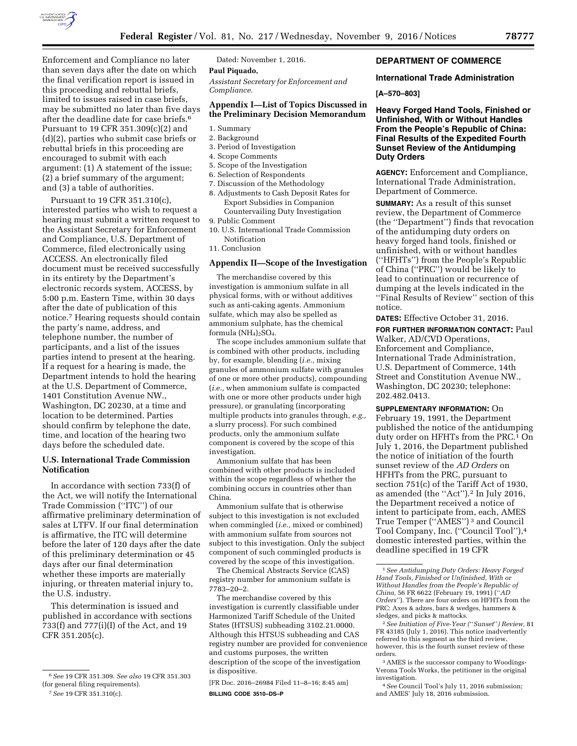Enforcement and Compliance no later than seven days after the date on which the final verification report is issued in this proceeding and rebuttal briefs, limited to issues raised in case briefs, may be submitted no later than five days after the deadline date for case briefs.[6] Pursuant to 19 CFR 351.309(c)(2) and (d)(2), parties who submit case briefs or rebuttal briefs in this proceeding are encouraged to submit with each argument: (1) A statement of the issue; (2) a brief summary of the argument; and (3) a table of authorities.

Pursuant to 19 CFR 351.310(c), interested parties who wish to request a hearing must submit a written request to the Assistant Secretary for Enforcement and Compliance, U.S. Department of Commerce, filed electronically using ACCESS. An electronically filed document must be received successfully in its entirety by the Department's electronic records system, ACCESS, by 5:00 p.m. Eastern Time, within 30 days after the date of publication of this notice.[7] Hearing requests should contain the party's name, address, and telephone number, the number of participants, and a list of the issues parties intend to present at the hearing. If a request for a hearing is made, the Department intends to hold the hearing at the U.S. Department of Commerce, 1401 Constitution Avenue NW., Washington, DC 20230, at a time and location to be determined. Parties should confirm by telephone the date, time, and location of the hearing two days before the scheduled date.

## U.S. International Trade Commission Notification

In accordance with section 733(f) of the Act, we will notify the International Trade Commission (''ITC'') of our affirmative preliminary determination of sales at LTFV. If our final determination is affirmative, the ITC will determine before the later of 120 days after the date of this preliminary determination or 45 days after our final determination whether these imports are materially injuring, or threaten material injury to, the U.S. industry.

This determination is issued and published in accordance with sections 733(f) and 777(i)(I) of the Act, and 19 CFR 351.205(c).

[6] *See* 19 CFR 351.309. *See also* 19 CFR 351.303 (for general filing requirements).

[7] *See* 19 CFR 351.310(c).

Dated: November 1, 2016.

**Paul Piquado,**

*Assistant Secretary for Enforcement and Compliance.*

## Appendix I—List of Topics Discussed in the Preliminary Decision Memorandum

1. Summary
2. Background
3. Period of Investigation
4. Scope Comments
5. Scope of the Investigation
6. Selection of Respondents
7. Discussion of the Methodology
8. Adjustments to Cash Deposit Rates for Export Subsidies in Companion Countervailing Duty Investigation
9. Public Comment
10. U.S. International Trade Commission Notification
11. Conclusion

## Appendix II—Scope of the Investigation

The merchandise covered by this investigation is ammonium sulfate in all physical forms, with or without additives such as anti-caking agents. Ammonium sulfate, which may also be spelled as ammonium sulphate, has the chemical formula $(NH_4)_2SO_4$.

The scope includes ammonium sulfate that is combined with other products, including by, for example, blending (*i.e.,* mixing granules of ammonium sulfate with granules of one or more other products), compounding (*i.e.,* when ammonium sulfate is compacted with one or more other products under high pressure), or granulating (incorporating multiple products into granules through, *e.g.,* a slurry process). For such combined products, only the ammonium sulfate component is covered by the scope of this investigation.

Ammonium sulfate that has been combined with other products is included within the scope regardless of whether the combining occurs in countries other than China.

Ammonium sulfate that is otherwise subject to this investigation is not excluded when commingled (*i.e.,* mixed or combined) with ammonium sulfate from sources not subject to this investigation. Only the subject component of such commingled products is covered by the scope of this investigation.

The Chemical Abstracts Service (CAS) registry number for ammonium sulfate is 7783–20–2.

The merchandise covered by this investigation is currently classifiable under Harmonized Tariff Schedule of the United States (HTSUS) subheading 3102.21.0000. Although this HTSUS subheading and CAS registry number are provided for convenience and customs purposes, the written description of the scope of the investigation is dispositive.

[FR Doc. 2016–26984 Filed 11–8–16; 8:45 am]

**BILLING CODE 3510–DS–P**

# DEPARTMENT OF COMMERCE

## International Trade Administration

**[A–570–803]**

## Heavy Forged Hand Tools, Finished or Unfinished, With or Without Handles From the People's Republic of China: Final Results of the Expedited Fourth Sunset Review of the Antidumping Duty Orders

**AGENCY:** Enforcement and Compliance, International Trade Administration, Department of Commerce.

**SUMMARY:** As a result of this sunset review, the Department of Commerce (the ''Department'') finds that revocation of the antidumping duty orders on heavy forged hand tools, finished or unfinished, with or without handles (''HFHTs'') from the People's Republic of China (''PRC'') would be likely to lead to continuation or recurrence of dumping at the levels indicated in the ''Final Results of Review'' section of this notice.

**DATES:** Effective October 31, 2016.

**FOR FURTHER INFORMATION CONTACT:** Paul Walker, AD/CVD Operations, Enforcement and Compliance, International Trade Administration, U.S. Department of Commerce, 14th Street and Constitution Avenue NW., Washington, DC 20230; telephone: 202.482.0413.

**SUPPLEMENTARY INFORMATION:** On February 19, 1991, the Department published the notice of the antidumping duty order on HFHTs from the PRC.[1] On July 1, 2016, the Department published the notice of initiation of the fourth sunset review of the *AD Orders* on HFHTs from the PRC, pursuant to section 751(c) of the Tariff Act of 1930, as amended (the ''Act'').[2] In July 2016, the Department received a notice of intent to participate from, each, AMES True Temper (''AMES'')[3] and Council Tool Company, Inc. (''Council Tool''),[4] domestic interested parties, within the deadline specified in 19 CFR

[1] *See Antidumping Duty Orders: Heavy Forged Hand Tools, Finished or Unfinished, With or Without Handles from the People's Republic of China,* 56 FR 6622 (February 19, 1991) (''*AD Orders*''). There are four orders on HFHTs from the PRC: Axes & adzes, bars & wedges, hammers & sledges, and picks & mattocks.

[2] *See Initiation of Five-Year (''Sunset'') Review,* 81 FR 43185 (July 1, 2016). This notice inadvertently referred to this segment as the third review, however, this is the fourth sunset review of these orders.

[3] AMES is the successor company to Woodings-Verona Tools Works, the petitioner in the original investigation.

[4] *See* Council Tool's July 11, 2016 submission; and AMES' July 18, 2016 submission.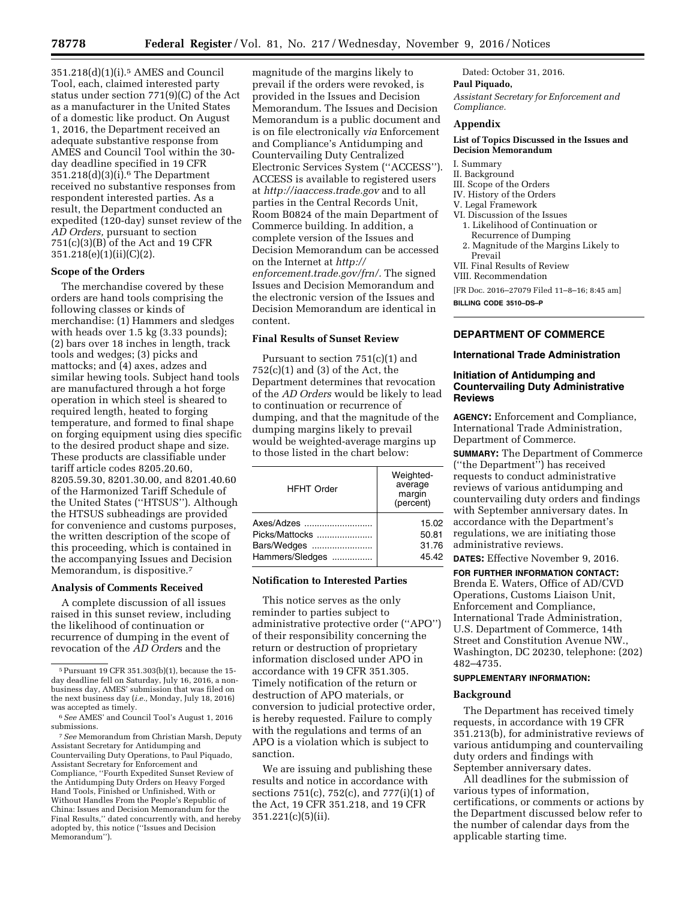351.218(d)(1)(i).[5] AMES and Council Tool, each, claimed interested party status under section 771(9)(C) of the Act as a manufacturer in the United States of a domestic like product. On August 1, 2016, the Department received an adequate substantive response from AMES and Council Tool within the 30-day deadline specified in 19 CFR 351.218(d)(3)(i).[6] The Department received no substantive responses from respondent interested parties. As a result, the Department conducted an expedited (120-day) sunset review of the *AD Orders,* pursuant to section 751(c)(3)(B) of the Act and 19 CFR 351.218(e)(1)(ii)(C)(2).

### Scope of the Orders

The merchandise covered by these orders are hand tools comprising the following classes or kinds of merchandise: (1) Hammers and sledges with heads over 1.5 kg (3.33 pounds); (2) bars over 18 inches in length, track tools and wedges; (3) picks and mattocks; and (4) axes, adzes and similar hewing tools. Subject hand tools are manufactured through a hot forge operation in which steel is sheared to required length, heated to forging temperature, and formed to final shape on forging equipment using dies specific to the desired product shape and size. These products are classifiable under tariff article codes 8205.20.60, 8205.59.30, 8201.30.00, and 8201.40.60 of the Harmonized Tariff Schedule of the United States (''HTSUS''). Although the HTSUS subheadings are provided for convenience and customs purposes, the written description of the scope of this proceeding, which is contained in the accompanying Issues and Decision Memorandum, is dispositive.[7]

### Analysis of Comments Received

A complete discussion of all issues raised in this sunset review, including the likelihood of continuation or recurrence of dumping in the event of revocation of the *AD Orders* and the magnitude of the margins likely to prevail if the orders were revoked, is provided in the Issues and Decision Memorandum. The Issues and Decision Memorandum is a public document and is on file electronically *via* Enforcement and Compliance's Antidumping and Countervailing Duty Centralized Electronic Services System (''ACCESS''). ACCESS is available to registered users at *http://iaaccess.trade.gov* and to all parties in the Central Records Unit, Room B0824 of the main Department of Commerce building. In addition, a complete version of the Issues and Decision Memorandum can be accessed on the Internet at *http://enforcement.trade.gov/frn/.* The signed Issues and Decision Memorandum and the electronic version of the Issues and Decision Memorandum are identical in content.

### Final Results of Sunset Review

Pursuant to section 751(c)(1) and 752(c)(1) and (3) of the Act, the Department determines that revocation of the *AD Orders* would be likely to lead to continuation or recurrence of dumping, and that the magnitude of the dumping margins likely to prevail would be weighted-average margins up to those listed in the chart below:

| HFHT Order | Weighted-average margin (percent) |
|---|---|
| Axes/Adzes | 15.02 |
| Picks/Mattocks | 50.81 |
| Bars/Wedges | 31.76 |
| Hammers/Sledges | 45.42 |

### Notification to Interested Parties

This notice serves as the only reminder to parties subject to administrative protective order (''APO'') of their responsibility concerning the return or destruction of proprietary information disclosed under APO in accordance with 19 CFR 351.305. Timely notification of the return or destruction of APO materials, or conversion to judicial protective order, is hereby requested. Failure to comply with the regulations and terms of an APO is a violation which is subject to sanction.

We are issuing and publishing these results and notice in accordance with sections 751(c), 752(c), and 777(i)(1) of the Act, 19 CFR 351.218, and 19 CFR 351.221(c)(5)(ii).

Dated: October 31, 2016.

**Paul Piquado,**

*Assistant Secretary for Enforcement and Compliance.*

### Appendix

#### List of Topics Discussed in the Issues and Decision Memorandum

I. Summary
II. Background
III. Scope of the Orders
IV. History of the Orders
V. Legal Framework
VI. Discussion of the Issues
  1. Likelihood of Continuation or Recurrence of Dumping
  2. Magnitude of the Margins Likely to Prevail
VII. Final Results of Review
VIII. Recommendation

[FR Doc. 2016–27079 Filed 11–8–16; 8:45 am]

BILLING CODE 3510–DS–P

[5] Pursuant 19 CFR 351.303(b)(1), because the 15-day deadline fell on Saturday, July 16, 2016, a non-business day, AMES' submission that was filed on the next business day (*i.e.,* Monday, July 18, 2016) was accepted as timely.

[6] *See* AMES' and Council Tool's August 1, 2016 submissions.

[7] *See* Memorandum from Christian Marsh, Deputy Assistant Secretary for Antidumping and Countervailing Duty Operations, to Paul Piquado, Assistant Secretary for Enforcement and Compliance, ''Fourth Expedited Sunset Review of the Antidumping Duty Orders on Heavy Forged Hand Tools, Finished or Unfinished, With or Without Handles From the People's Republic of China: Issues and Decision Memorandum for the Final Results,'' dated concurrently with, and hereby adopted by, this notice (''Issues and Decision Memorandum'').

## DEPARTMENT OF COMMERCE

### International Trade Administration

### Initiation of Antidumping and Countervailing Duty Administrative Reviews

**AGENCY:** Enforcement and Compliance, International Trade Administration, Department of Commerce.

**SUMMARY:** The Department of Commerce (''the Department'') has received requests to conduct administrative reviews of various antidumping and countervailing duty orders and findings with September anniversary dates. In accordance with the Department's regulations, we are initiating those administrative reviews.

**DATES:** Effective November 9, 2016.

**FOR FURTHER INFORMATION CONTACT:** Brenda E. Waters, Office of AD/CVD Operations, Customs Liaison Unit, Enforcement and Compliance, International Trade Administration, U.S. Department of Commerce, 14th Street and Constitution Avenue NW., Washington, DC 20230, telephone: (202) 482–4735.

**SUPPLEMENTARY INFORMATION:**

### Background

The Department has received timely requests, in accordance with 19 CFR 351.213(b), for administrative reviews of various antidumping and countervailing duty orders and findings with September anniversary dates.

All deadlines for the submission of various types of information, certifications, or comments or actions by the Department discussed below refer to the number of calendar days from the applicable starting time.